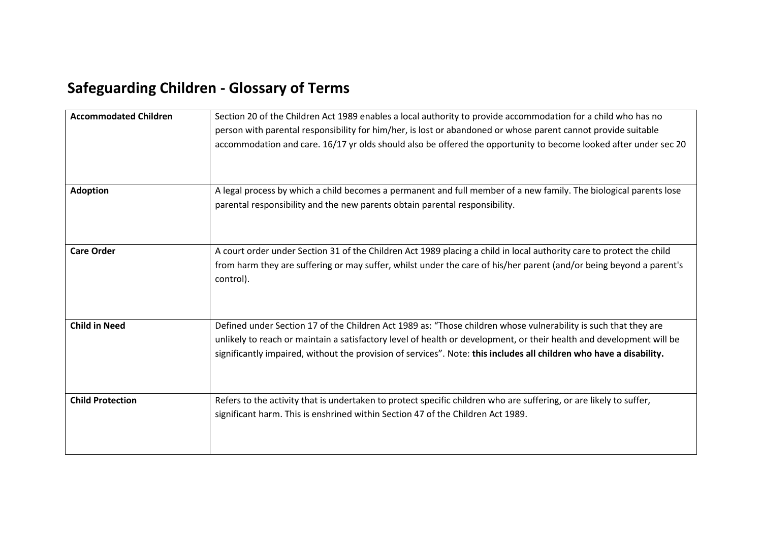# Safeguarding Children - Glossary of Terms

| | |
|---|---|
| **Accommodated Children** | Section 20 of the Children Act 1989 enables a local authority to provide accommodation for a child who has no person with parental responsibility for him/her, is lost or abandoned or whose parent cannot provide suitable accommodation and care. 16/17 yr olds should also be offered the opportunity to become looked after under sec 20 |
| **Adoption** | A legal process by which a child becomes a permanent and full member of a new family. The biological parents lose parental responsibility and the new parents obtain parental responsibility. |
| **Care Order** | A court order under Section 31 of the Children Act 1989 placing a child in local authority care to protect the child from harm they are suffering or may suffer, whilst under the care of his/her parent (and/or being beyond a parent's control). |
| **Child in Need** | Defined under Section 17 of the Children Act 1989 as: "Those children whose vulnerability is such that they are unlikely to reach or maintain a satisfactory level of health or development, or their health and development will be significantly impaired, without the provision of services". Note: **this includes all children who have a disability.** |
| **Child Protection** | Refers to the activity that is undertaken to protect specific children who are suffering, or are likely to suffer, significant harm. This is enshrined within Section 47 of the Children Act 1989. |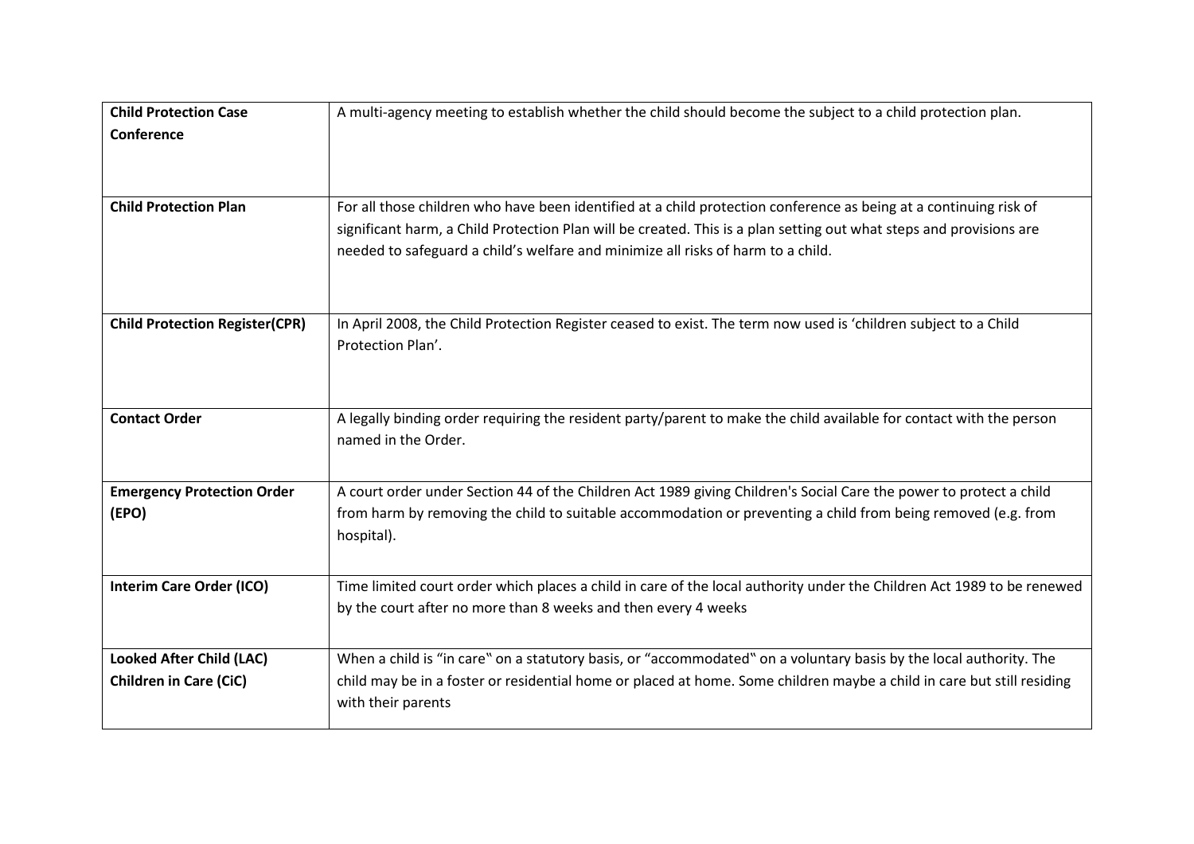| **Child Protection Case Conference** | A multi-agency meeting to establish whether the child should become the subject to a child protection plan. |
|---|---|
| **Child Protection Plan** | For all those children who have been identified at a child protection conference as being at a continuing risk of significant harm, a Child Protection Plan will be created. This is a plan setting out what steps and provisions are needed to safeguard a child's welfare and minimize all risks of harm to a child. |
| **Child Protection Register(CPR)** | In April 2008, the Child Protection Register ceased to exist. The term now used is 'children subject to a Child Protection Plan'. |
| **Contact Order** | A legally binding order requiring the resident party/parent to make the child available for contact with the person named in the Order. |
| **Emergency Protection Order (EPO)** | A court order under Section 44 of the Children Act 1989 giving Children's Social Care the power to protect a child from harm by removing the child to suitable accommodation or preventing a child from being removed (e.g. from hospital). |
| **Interim Care Order (ICO)** | Time limited court order which places a child in care of the local authority under the Children Act 1989 to be renewed by the court after no more than 8 weeks and then every 4 weeks |
| **Looked After Child (LAC) Children in Care (CiC)** | When a child is "in care" on a statutory basis, or "accommodated" on a voluntary basis by the local authority. The child may be in a foster or residential home or placed at home. Some children maybe a child in care but still residing with their parents |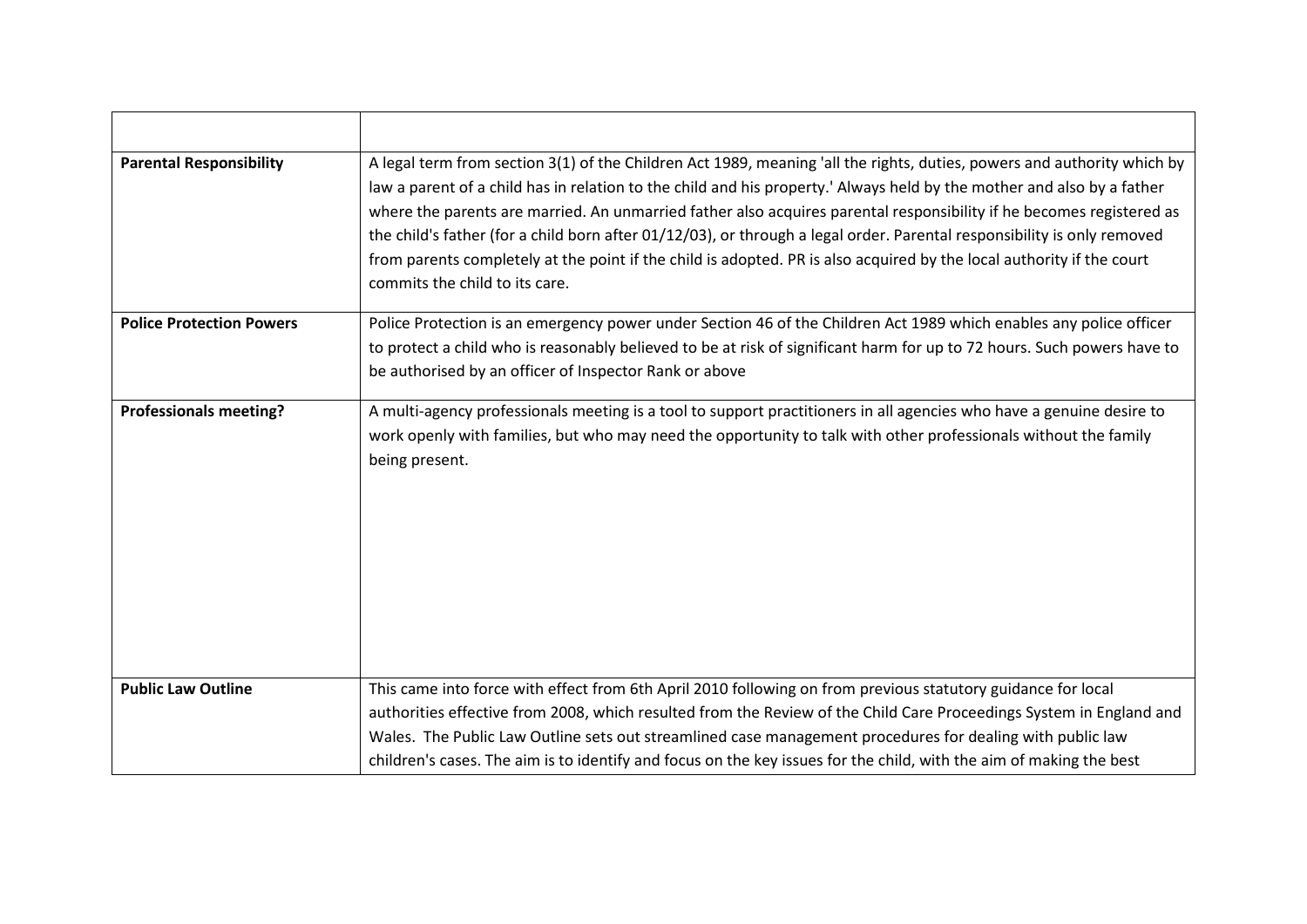| | |
|---|---|
| **Parental Responsibility** | A legal term from section 3(1) of the Children Act 1989, meaning 'all the rights, duties, powers and authority which by law a parent of a child has in relation to the child and his property.' Always held by the mother and also by a father where the parents are married. An unmarried father also acquires parental responsibility if he becomes registered as the child's father (for a child born after 01/12/03), or through a legal order. Parental responsibility is only removed from parents completely at the point if the child is adopted. PR is also acquired by the local authority if the court commits the child to its care. |
| **Police Protection Powers** | Police Protection is an emergency power under Section 46 of the Children Act 1989 which enables any police officer to protect a child who is reasonably believed to be at risk of significant harm for up to 72 hours. Such powers have to be authorised by an officer of Inspector Rank or above |
| **Professionals meeting?** | A multi-agency professionals meeting is a tool to support practitioners in all agencies who have a genuine desire to work openly with families, but who may need the opportunity to talk with other professionals without the family being present. |
| **Public Law Outline** | This came into force with effect from 6th April 2010 following on from previous statutory guidance for local authorities effective from 2008, which resulted from the Review of the Child Care Proceedings System in England and Wales. The Public Law Outline sets out streamlined case management procedures for dealing with public law children's cases. The aim is to identify and focus on the key issues for the child, with the aim of making the best |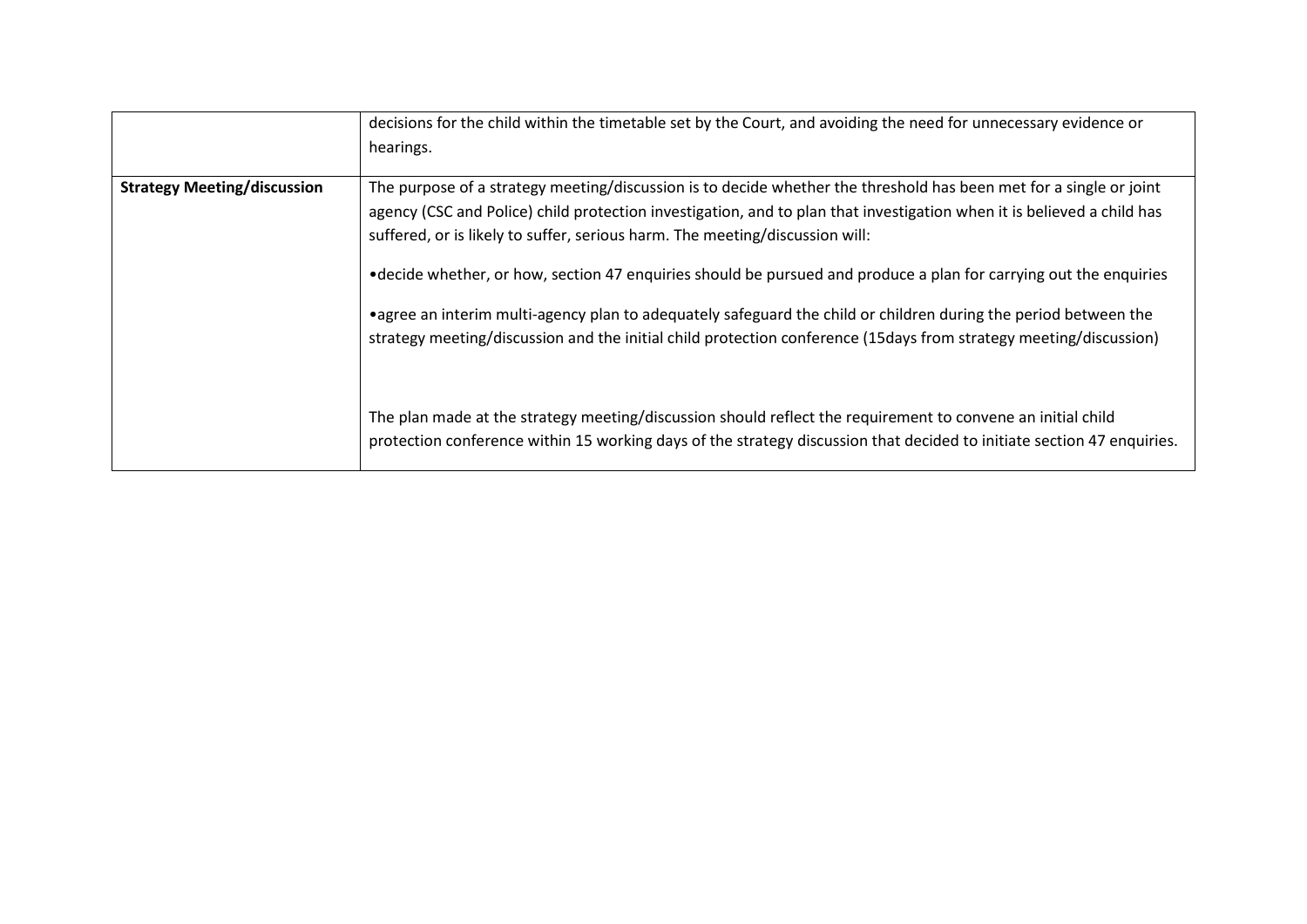| | |
|---|---|
| | decisions for the child within the timetable set by the Court, and avoiding the need for unnecessary evidence or hearings. |
| **Strategy Meeting/discussion** | The purpose of a strategy meeting/discussion is to decide whether the threshold has been met for a single or joint agency (CSC and Police) child protection investigation, and to plan that investigation when it is believed a child has suffered, or is likely to suffer, serious harm. The meeting/discussion will:<br><br>•decide whether, or how, section 47 enquiries should be pursued and produce a plan for carrying out the enquiries<br><br>•agree an interim multi-agency plan to adequately safeguard the child or children during the period between the strategy meeting/discussion and the initial child protection conference (15days from strategy meeting/discussion)<br><br>The plan made at the strategy meeting/discussion should reflect the requirement to convene an initial child protection conference within 15 working days of the strategy discussion that decided to initiate section 47 enquiries. |